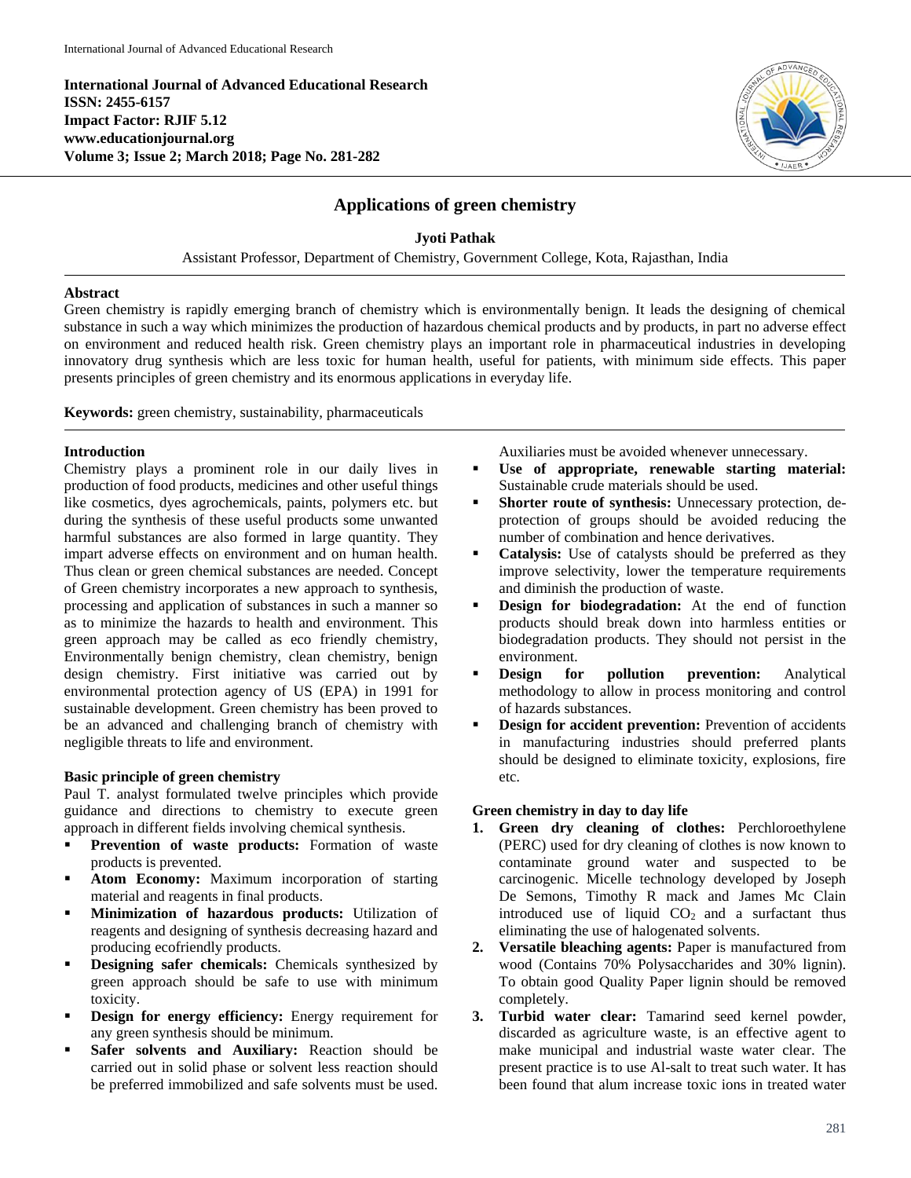International Journal of Advanced Educational Research
ISSN: 2455-6157
Impact Factor: RJIF 5.12
www.educationjournal.org

# Applications of green chemistry

**Jyoti Pathak**

Assistant Professor, Department of Chemistry, Government College, Kota, Rajasthan, India

## Abstract

Green chemistry is rapidly emerging branch of chemistry which is environmentally benign. It leads the designing of chemical substance in such a way which minimizes the production of hazardous chemical products and by products, in part no adverse effect on environment and reduced health risk. Green chemistry plays an important role in pharmaceutical industries in developing innovatory drug synthesis which are less toxic for human health, useful for patients, with minimum side effects. This paper presents principles of green chemistry and its enormous applications in everyday life.

**Keywords:** green chemistry, sustainability, pharmaceuticals

## Introduction

Chemistry plays a prominent role in our daily lives in production of food products, medicines and other useful things like cosmetics, dyes agrochemicals, paints, polymers etc. but during the synthesis of these useful products some unwanted harmful substances are also formed in large quantity. They impart adverse effects on environment and on human health. Thus clean or green chemical substances are needed. Concept of Green chemistry incorporates a new approach to synthesis, processing and application of substances in such a manner so as to minimize the hazards to health and environment. This green approach may be called as eco friendly chemistry, Environmentally benign chemistry, clean chemistry, benign design chemistry. First initiative was carried out by environmental protection agency of US (EPA) in 1991 for sustainable development. Green chemistry has been proved to be an advanced and challenging branch of chemistry with negligible threats to life and environment.

## Basic principle of green chemistry

Paul T. analyst formulated twelve principles which provide guidance and directions to chemistry to execute green approach in different fields involving chemical synthesis.

- **Prevention of waste products:** Formation of waste products is prevented.
- **Atom Economy:** Maximum incorporation of starting material and reagents in final products.
- **Minimization of hazardous products:** Utilization of reagents and designing of synthesis decreasing hazard and producing ecofriendly products.
- **Designing safer chemicals:** Chemicals synthesized by green approach should be safe to use with minimum toxicity.
- **Design for energy efficiency:** Energy requirement for any green synthesis should be minimum.
- **Safer solvents and Auxiliary:** Reaction should be carried out in solid phase or solvent less reaction should be preferred immobilized and safe solvents must be used. Auxiliaries must be avoided whenever unnecessary.
- **Use of appropriate, renewable starting material:** Sustainable crude materials should be used.
- **Shorter route of synthesis:** Unnecessary protection, de-protection of groups should be avoided reducing the number of combination and hence derivatives.
- **Catalysis:** Use of catalysts should be preferred as they improve selectivity, lower the temperature requirements and diminish the production of waste.
- **Design for biodegradation:** At the end of function products should break down into harmless entities or biodegradation products. They should not persist in the environment.
- **Design for pollution prevention:** Analytical methodology to allow in process monitoring and control of hazards substances.
- **Design for accident prevention:** Prevention of accidents in manufacturing industries should preferred plants should be designed to eliminate toxicity, explosions, fire etc.

## Green chemistry in day to day life

1. **Green dry cleaning of clothes:** Perchloroethylene (PERC) used for dry cleaning of clothes is now known to contaminate ground water and suspected to be carcinogenic. Micelle technology developed by Joseph De Semons, Timothy R mack and James Mc Clain introduced use of liquid $CO_2$ and a surfactant thus eliminating the use of halogenated solvents.
2. **Versatile bleaching agents:** Paper is manufactured from wood (Contains 70% Polysaccharides and 30% lignin). To obtain good Quality Paper lignin should be removed completely.
3. **Turbid water clear:** Tamarind seed kernel powder, discarded as agriculture waste, is an effective agent to make municipal and industrial waste water clear. The present practice is to use Al-salt to treat such water. It has been found that alum increase toxic ions in treated water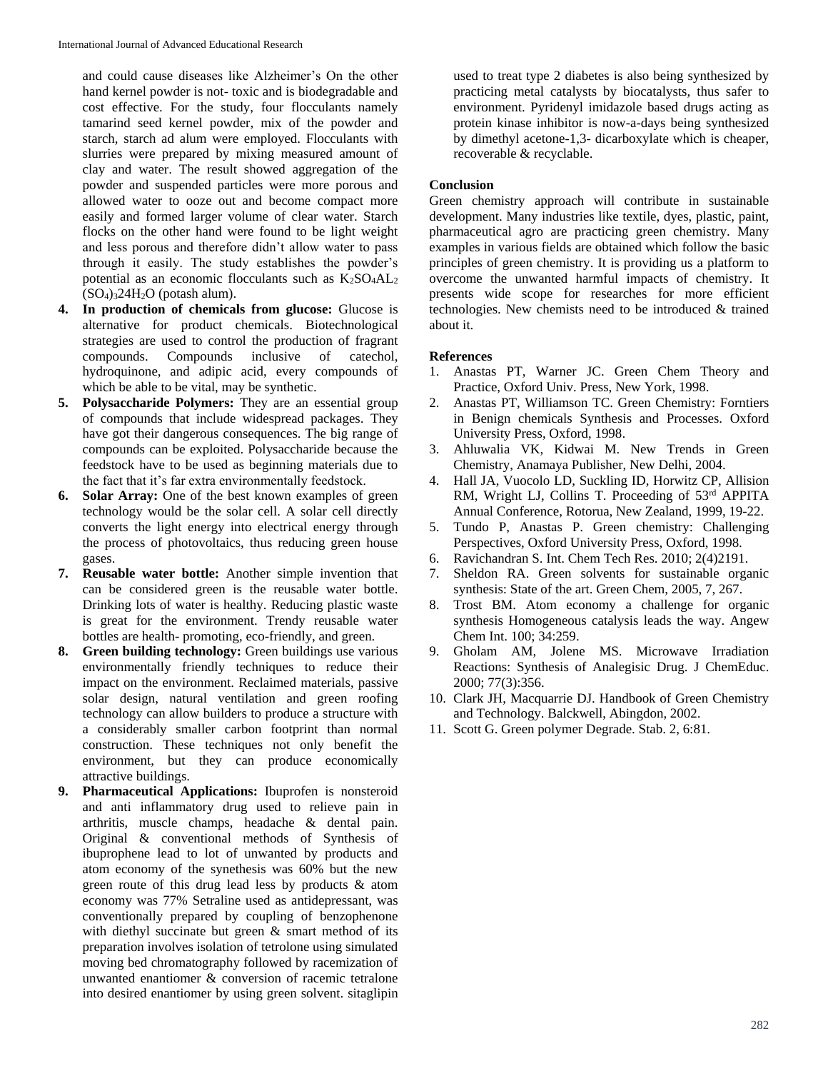and could cause diseases like Alzheimer's On the other hand kernel powder is not- toxic and is biodegradable and cost effective. For the study, four flocculants namely tamarind seed kernel powder, mix of the powder and starch, starch ad alum were employed. Flocculants with slurries were prepared by mixing measured amount of clay and water. The result showed aggregation of the powder and suspended particles were more porous and allowed water to ooze out and become compact more easily and formed larger volume of clear water. Starch flocks on the other hand were found to be light weight and less porous and therefore didn't allow water to pass through it easily. The study establishes the powder's potential as an economic flocculants such as $K_2SO_4AL_2(SO_4)_324H_2O$ (potash alum).

4. **In production of chemicals from glucose:** Glucose is alternative for product chemicals. Biotechnological strategies are used to control the production of fragrant compounds. Compounds inclusive of catechol, hydroquinone, and adipic acid, every compounds of which be able to be vital, may be synthetic.
5. **Polysaccharide Polymers:** They are an essential group of compounds that include widespread packages. They have got their dangerous consequences. The big range of compounds can be exploited. Polysaccharide because the feedstock have to be used as beginning materials due to the fact that it's far extra environmentally feedstock.
6. **Solar Array:** One of the best known examples of green technology would be the solar cell. A solar cell directly converts the light energy into electrical energy through the process of photovoltaics, thus reducing green house gases.
7. **Reusable water bottle:** Another simple invention that can be considered green is the reusable water bottle. Drinking lots of water is healthy. Reducing plastic waste is great for the environment. Trendy reusable water bottles are health- promoting, eco-friendly, and green.
8. **Green building technology:** Green buildings use various environmentally friendly techniques to reduce their impact on the environment. Reclaimed materials, passive solar design, natural ventilation and green roofing technology can allow builders to produce a structure with a considerably smaller carbon footprint than normal construction. These techniques not only benefit the environment, but they can produce economically attractive buildings.
9. **Pharmaceutical Applications:** Ibuprofen is nonsteroid and anti inflammatory drug used to relieve pain in arthritis, muscle champs, headache & dental pain. Original & conventional methods of Synthesis of ibuprophene lead to lot of unwanted by products and atom economy of the synethesis was 60% but the new green route of this drug lead less by products & atom economy was 77% Setraline used as antidepressant, was conventionally prepared by coupling of benzophenone with diethyl succinate but green & smart method of its preparation involves isolation of tetrolone using simulated moving bed chromatography followed by racemization of unwanted enantiomer & conversion of racemic tetralone into desired enantiomer by using green solvent. sitaglipin used to treat type 2 diabetes is also being synthesized by practicing metal catalysts by biocatalysts, thus safer to environment. Pyridenyl imidazole based drugs acting as protein kinase inhibitor is now-a-days being synthesized by dimethyl acetone-1,3- dicarboxylate which is cheaper, recoverable & recyclable.

## Conclusion

Green chemistry approach will contribute in sustainable development. Many industries like textile, dyes, plastic, paint, pharmaceutical agro are practicing green chemistry. Many examples in various fields are obtained which follow the basic principles of green chemistry. It is providing us a platform to overcome the unwanted harmful impacts of chemistry. It presents wide scope for researches for more efficient technologies. New chemists need to be introduced & trained about it.

## References

1. Anastas PT, Warner JC. Green Chem Theory and Practice, Oxford Univ. Press, New York, 1998.
2. Anastas PT, Williamson TC. Green Chemistry: Forntiers in Benign chemicals Synthesis and Processes. Oxford University Press, Oxford, 1998.
3. Ahluwalia VK, Kidwai M. New Trends in Green Chemistry, Anamaya Publisher, New Delhi, 2004.
4. Hall JA, Vuocolo LD, Suckling ID, Horwitz CP, Allision RM, Wright LJ, Collins T. Proceeding of 53rd APPITA Annual Conference, Rotorua, New Zealand, 1999, 19-22.
5. Tundo P, Anastas P. Green chemistry: Challenging Perspectives, Oxford University Press, Oxford, 1998.
6. Ravichandran S. Int. Chem Tech Res. 2010; 2(4)2191.
7. Sheldon RA. Green solvents for sustainable organic synthesis: State of the art. Green Chem, 2005, 7, 267.
8. Trost BM. Atom economy a challenge for organic synthesis Homogeneous catalysis leads the way. Angew Chem Int. 100; 34:259.
9. Gholam AM, Jolene MS. Microwave Irradiation Reactions: Synthesis of Analegisic Drug. J ChemEduc. 2000; 77(3):356.
10. Clark JH, Macquarrie DJ. Handbook of Green Chemistry and Technology. Balckwell, Abingdon, 2002.
11. Scott G. Green polymer Degrade. Stab. 2, 6:81.